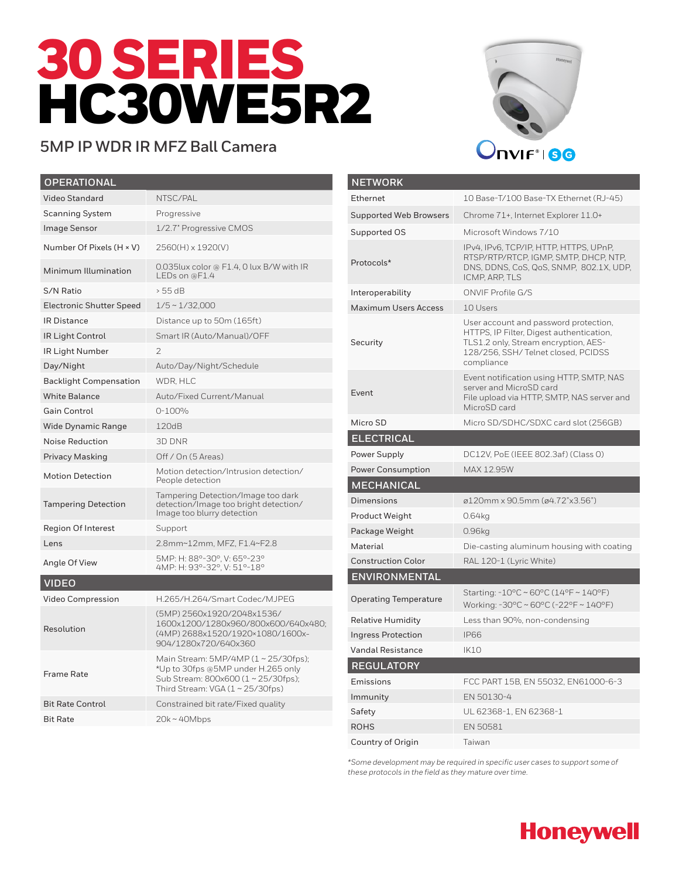# 30 SERIES
# HC30WE5R2

## 5MP IP WDR IR MFZ Ball Camera

| OPERATIONAL | |
|---|---|
| Video Standard | NTSC/PAL |
| Scanning System | Progressive |
| Image Sensor | 1/2.7" Progressive CMOS |
| Number Of Pixels (H × V) | 2560(H) x 1920(V) |
| Minimum Illumination | 0.035lux color @ F1.4, 0 lux B/W with IR LEDs on @F1.4 |
| S/N Ratio | > 55 dB |
| Electronic Shutter Speed | 1/5 ~ 1/32,000 |
| IR Distance | Distance up to 50m (165ft) |
| IR Light Control | Smart IR (Auto/Manual)/OFF |
| IR Light Number | 2 |
| Day/Night | Auto/Day/Night/Schedule |
| Backlight Compensation | WDR, HLC |
| White Balance | Auto/Fixed Current/Manual |
| Gain Control | 0-100% |
| Wide Dynamic Range | 120dB |
| Noise Reduction | 3D DNR |
| Privacy Masking | Off / On (5 Areas) |
| Motion Detection | Motion detection/Intrusion detection/ People detection |
| Tampering Detection | Tampering Detection/Image too dark detection/Image too bright detection/ Image too blurry detection |
| Region Of Interest | Support |
| Lens | 2.8mm~12mm, MFZ, F1.4~F2.8 |
| Angle Of View | 5MP: H: 88°-30°, V: 65°-23°<br>4MP: H: 93°-32°, V: 51°-18° |

| VIDEO | |
|---|---|
| Video Compression | H.265/H.264/Smart Codec/MJPEG |
| Resolution | (5MP) 2560x1920/2048x1536/ 1600x1200/1280x960/800x600/640x480; (4MP) 2688x1520/1920×1080/1600x-904/1280x720/640x360 |
| Frame Rate | Main Stream: 5MP/4MP (1 ~ 25/30fps); *Up to 30fps @5MP under H.265 only Sub Stream: 800x600 (1 ~ 25/30fps); Third Stream: VGA (1 ~ 25/30fps) |
| Bit Rate Control | Constrained bit rate/Fixed quality |
| Bit Rate | 20k ~ 40Mbps |

| NETWORK | |
|---|---|
| Ethernet | 10 Base-T/100 Base-TX Ethernet (RJ-45) |
| Supported Web Browsers | Chrome 71+, Internet Explorer 11.0+ |
| Supported OS | Microsoft Windows 7/10 |
| Protocols* | IPv4, IPv6, TCP/IP, HTTP, HTTPS, UPnP, RTSP/RTP/RTCP, IGMP, SMTP, DHCP, NTP, DNS, DDNS, CoS, QoS, SNMP, 802.1X, UDP, ICMP, ARP, TLS |
| Interoperability | ONVIF Profile G/S |
| Maximum Users Access | 10 Users |
| Security | User account and password protection, HTTPS, IP Filter, Digest authentication, TLS1.2 only, Stream encryption, AES-128/256, SSH/ Telnet closed, PCIDSS compliance |
| Event | Event notification using HTTP, SMTP, NAS server and MicroSD card<br>File upload via HTTP, SMTP, NAS server and MicroSD card |
| Micro SD | Micro SD/SDHC/SDXC card slot (256GB) |

| ELECTRICAL | |
|---|---|
| Power Supply | DC12V, PoE (IEEE 802.3af) (Class 0) |
| Power Consumption | MAX 12.95W |

| MECHANICAL | |
|---|---|
| Dimensions | ø120mm x 90.5mm (ø4.72"x3.56") |
| Product Weight | 0.64kg |
| Package Weight | 0.96kg |
| Material | Die-casting aluminum housing with coating |
| Construction Color | RAL 120-1 (Lyric White) |

| ENVIRONMENTAL | |
|---|---|
| Operating Temperature | Starting: -10°C ~ 60°C (14°F ~ 140°F)<br>Working: -30°C ~ 60°C (-22°F ~ 140°F) |
| Relative Humidity | Less than 90%, non-condensing |
| Ingress Protection | IP66 |
| Vandal Resistance | IK10 |

| REGULATORY | |
|---|---|
| Emissions | FCC PART 15B, EN 55032, EN61000-6-3 |
| Immunity | EN 50130-4 |
| Safety | UL 62368-1, EN 62368-1 |
| ROHS | EN 50581 |
| Country of Origin | Taiwan |

*\*Some development may be required in specific user cases to support some of these protocols in the field as they mature over time.*

**Honeywell**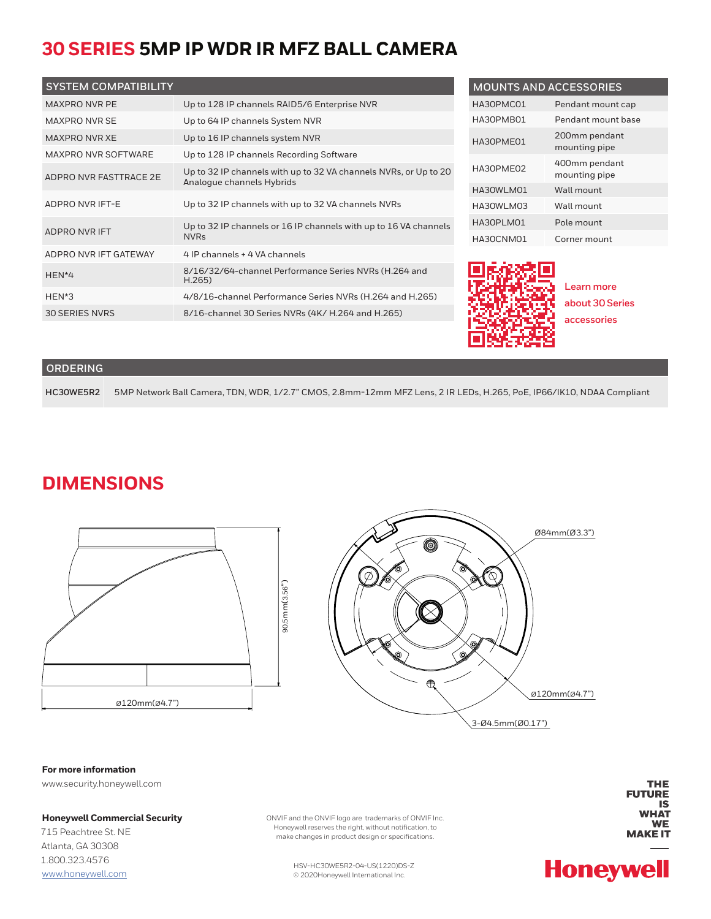# 30 SERIES 5MP IP WDR IR MFZ BALL CAMERA

| SYSTEM COMPATIBILITY | |
|---|---|
| MAXPRO NVR PE | Up to 128 IP channels RAID5/6 Enterprise NVR |
| MAXPRO NVR SE | Up to 64 IP channels System NVR |
| MAXPRO NVR XE | Up to 16 IP channels system NVR |
| MAXPRO NVR SOFTWARE | Up to 128 IP channels Recording Software |
| ADPRO NVR FASTTRACE 2E | Up to 32 IP channels with up to 32 VA channels NVRs, or Up to 20 Analogue channels Hybrids |
| ADPRO NVR IFT-E | Up to 32 IP channels with up to 32 VA channels NVRs |
| ADPRO NVR IFT | Up to 32 IP channels or 16 IP channels with up to 16 VA channels NVRs |
| ADPRO NVR IFT GATEWAY | 4 IP channels + 4 VA channels |
| HEN*4 | 8/16/32/64-channel Performance Series NVRs (H.264 and H.265) |
| HEN*3 | 4/8/16-channel Performance Series NVRs (H.264 and H.265) |
| 30 SERIES NVRS | 8/16-channel 30 Series NVRs (4K/ H.264 and H.265) |

| MOUNTS AND ACCESSORIES | |
|---|---|
| HA30PMC01 | Pendant mount cap |
| HA30PMB01 | Pendant mount base |
| HA30PME01 | 200mm pendant mounting pipe |
| HA30PME02 | 400mm pendant mounting pipe |
| HA30WLM01 | Wall mount |
| HA30WLM03 | Wall mount |
| HA30PLM01 | Pole mount |
| HA30CNM01 | Corner mount |

Learn more about 30 Series accessories

| ORDERING | |
|---|---|
| **HC30WE5R2** | 5MP Network Ball Camera, TDN, WDR, 1/2.7" CMOS, 2.8mm-12mm MFZ Lens, 2 IR LEDs, H.265, PoE, IP66/IK10, NDAA Compliant |

# DIMENSIONS

90.5mm(3.56")

ø120mm(ø4.7")

Ø84mm(Ø3.3")

ø120mm(ø4.7")

3-Ø4.5mm(Ø0.17")

**For more information**

www.security.honeywell.com

**Honeywell Commercial Security**

715 Peachtree St. NE
Atlanta, GA 30308
1.800.323.4576
www.honeywell.com

ONVIF and the ONVIF logo are trademarks of ONVIF Inc. Honeywell reserves the right, without notification, to make changes in product design or specifications.

HSV-HC30WE5R2-04-US(1220)DS-Z
© 2020Honeywell International Inc.

THE FUTURE IS WHAT WE MAKE IT

Honeywell